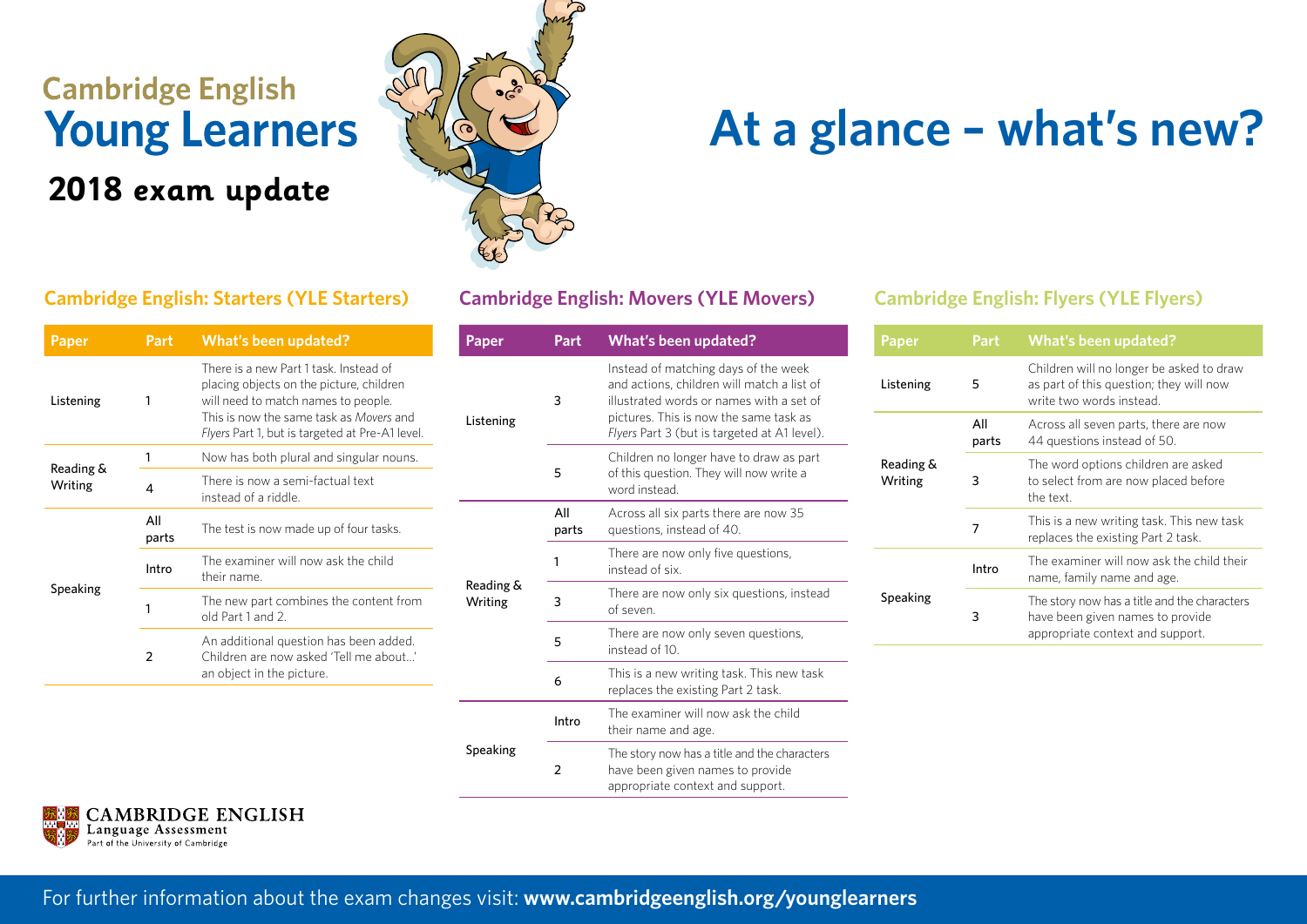# Cambridge English Young Learners

## 2018 exam update

# At a glance – what's new?

## Cambridge English: Starters (YLE Starters)

| Paper | Part | What's been updated? |
|---|---|---|
| Listening | 1 | There is a new Part 1 task. Instead of placing objects on the picture, children will need to match names to people. This is now the same task as *Movers* and *Flyers* Part 1, but is targeted at Pre-A1 level. |
| Reading & Writing | 1 | Now has both plural and singular nouns. |
| | 4 | There is now a semi-factual text instead of a riddle. |
| Speaking | All parts | The test is now made up of four tasks. |
| | Intro | The examiner will now ask the child their name. |
| | 1 | The new part combines the content from old Part 1 and 2. |
| | 2 | An additional question has been added. Children are now asked 'Tell me about…' an object in the picture. |

## Cambridge English: Movers (YLE Movers)

| Paper | Part | What's been updated? |
|---|---|---|
| Listening | 3 | Instead of matching days of the week and actions, children will match a list of illustrated words or names with a set of pictures. This is now the same task as *Flyers* Part 3 (but is targeted at A1 level). |
| | 5 | Children no longer have to draw as part of this question. They will now write a word instead. |
| Reading & Writing | All parts | Across all six parts there are now 35 questions, instead of 40. |
| | 1 | There are now only five questions, instead of six. |
| | 3 | There are now only six questions, instead of seven. |
| | 5 | There are now only seven questions, instead of 10. |
| | 6 | This is a new writing task. This new task replaces the existing Part 2 task. |
| Speaking | Intro | The examiner will now ask the child their name and age. |
| | 2 | The story now has a title and the characters have been given names to provide appropriate context and support. |

## Cambridge English: Flyers (YLE Flyers)

| Paper | Part | What's been updated? |
|---|---|---|
| Listening | 5 | Children will no longer be asked to draw as part of this question; they will now write two words instead. |
| Reading & Writing | All parts | Across all seven parts, there are now 44 questions instead of 50. |
| | 3 | The word options children are asked to select from are now placed before the text. |
| | 7 | This is a new writing task. This new task replaces the existing Part 2 task. |
| Speaking | Intro | The examiner will now ask the child their name, family name and age. |
| | 3 | The story now has a title and the characters have been given names to provide appropriate context and support. |

CAMBRIDGE ENGLISH
Language Assessment
Part of the University of Cambridge

For further information about the exam changes visit: **www.cambridgeenglish.org/younglearners**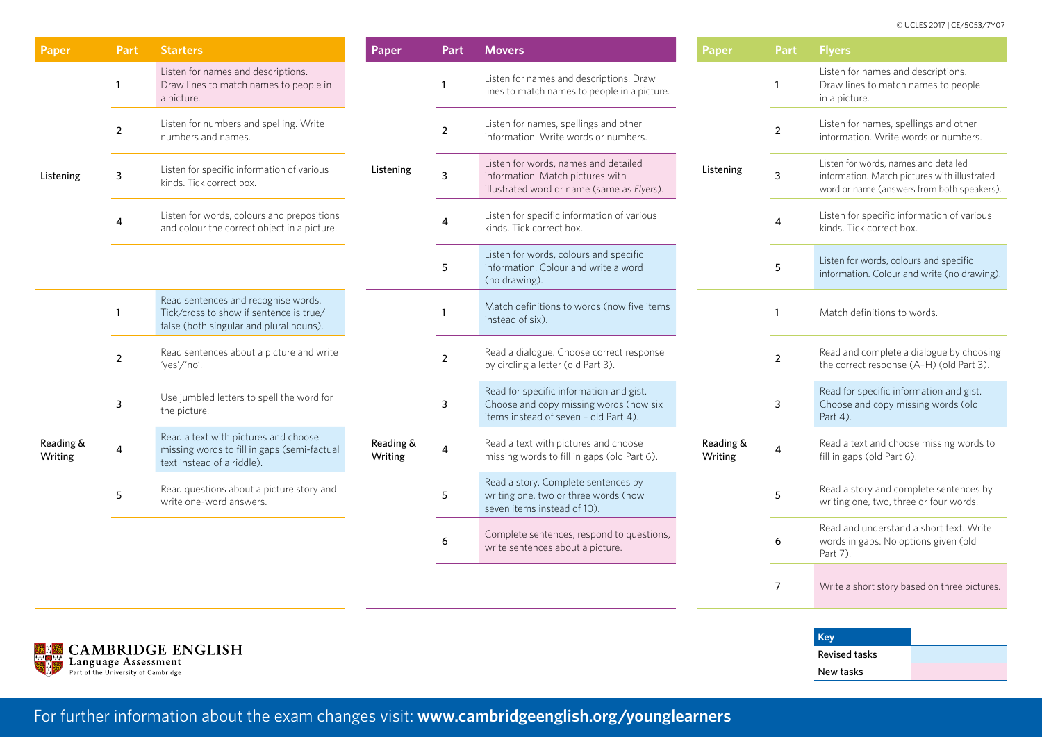© UCLES 2017 | CE/5053/7Y07

| Paper | Part | Starters |
|---|---|---|
| Listening | 1 | Listen for names and descriptions. Draw lines to match names to people in a picture. |
| | 2 | Listen for numbers and spelling. Write numbers and names. |
| | 3 | Listen for specific information of various kinds. Tick correct box. |
| | 4 | Listen for words, colours and prepositions and colour the correct object in a picture. |
| Reading & Writing | 1 | Read sentences and recognise words. Tick/cross to show if sentence is true/false (both singular and plural nouns). |
| | 2 | Read sentences about a picture and write 'yes'/'no'. |
| | 3 | Use jumbled letters to spell the word for the picture. |
| | 4 | Read a text with pictures and choose missing words to fill in gaps (semi-factual text instead of a riddle). |
| | 5 | Read questions about a picture story and write one-word answers. |

| Paper | Part | Movers |
|---|---|---|
| Listening | 1 | Listen for names and descriptions. Draw lines to match names to people in a picture. |
| | 2 | Listen for names, spellings and other information. Write words or numbers. |
| | 3 | Listen for words, names and detailed information. Match pictures with illustrated word or name (same as *Flyers*). |
| | 4 | Listen for specific information of various kinds. Tick correct box. |
| | 5 | Listen for words, colours and specific information. Colour and write a word (no drawing). |
| Reading & Writing | 1 | Match definitions to words (now five items instead of six). |
| | 2 | Read a dialogue. Choose correct response by circling a letter (old Part 3). |
| | 3 | Read for specific information and gist. Choose and copy missing words (now six items instead of seven – old Part 4). |
| | 4 | Read a text with pictures and choose missing words to fill in gaps (old Part 6). |
| | 5 | Read a story. Complete sentences by writing one, two or three words (now seven items instead of 10). |
| | 6 | Complete sentences, respond to questions, write sentences about a picture. |

| Paper | Part | Flyers |
|---|---|---|
| Listening | 1 | Listen for names and descriptions. Draw lines to match names to people in a picture. |
| | 2 | Listen for names, spellings and other information. Write words or numbers. |
| | 3 | Listen for words, names and detailed information. Match pictures with illustrated word or name (answers from both speakers). |
| | 4 | Listen for specific information of various kinds. Tick correct box. |
| | 5 | Listen for words, colours and specific information. Colour and write (no drawing). |
| Reading & Writing | 1 | Match definitions to words. |
| | 2 | Read and complete a dialogue by choosing the correct response (A–H) (old Part 3). |
| | 3 | Read for specific information and gist. Choose and copy missing words (old Part 4). |
| | 4 | Read a text and choose missing words to fill in gaps (old Part 6). |
| | 5 | Read a story and complete sentences by writing one, two, three or four words. |
| | 6 | Read and understand a short text. Write words in gaps. No options given (old Part 7). |
| | 7 | Write a short story based on three pictures. |

| Key | |
|---|---|
| Revised tasks | |
| New tasks | |

CAMBRIDGE ENGLISH Language Assessment
Part of the University of Cambridge

For further information about the exam changes visit: **www.cambridgeenglish.org/younglearners**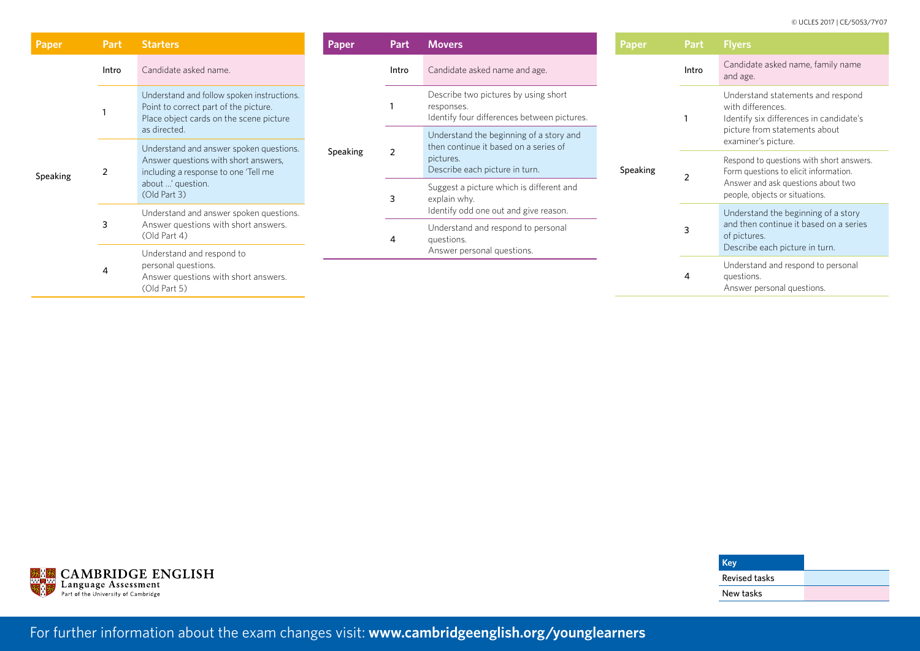© UCLES 2017 | CE/5053/7Y07

| Paper | Part | Starters |
|---|---|---|
| Speaking | Intro | Candidate asked name. |
| | 1 | Understand and follow spoken instructions. Point to correct part of the picture. Place object cards on the scene picture as directed. |
| | 2 | Understand and answer spoken questions. Answer questions with short answers, including a response to one 'Tell me about …' question. (Old Part 3) |
| | 3 | Understand and answer spoken questions. Answer questions with short answers. (Old Part 4) |
| | 4 | Understand and respond to personal questions. Answer questions with short answers. (Old Part 5) |

| Paper | Part | Movers |
|---|---|---|
| Speaking | Intro | Candidate asked name and age. |
| | 1 | Describe two pictures by using short responses. Identify four differences between pictures. |
| | 2 | Understand the beginning of a story and then continue it based on a series of pictures. Describe each picture in turn. |
| | 3 | Suggest a picture which is different and explain why. Identify odd one out and give reason. |
| | 4 | Understand and respond to personal questions. Answer personal questions. |

| Paper | Part | Flyers |
|---|---|---|
| Speaking | Intro | Candidate asked name, family name and age. |
| | 1 | Understand statements and respond with differences. Identify six differences in candidate's picture from statements about examiner's picture. |
| | 2 | Respond to questions with short answers. Form questions to elicit information. Answer and ask questions about two people, objects or situations. |
| | 3 | Understand the beginning of a story and then continue it based on a series of pictures. Describe each picture in turn. |
| | 4 | Understand and respond to personal questions. Answer personal questions. |

| Key | |
|---|---|
| Revised tasks | |
| New tasks | |

CAMBRIDGE ENGLISH
Language Assessment
Part of the University of Cambridge

For further information about the exam changes visit: **www.cambridgeenglish.org/younglearners**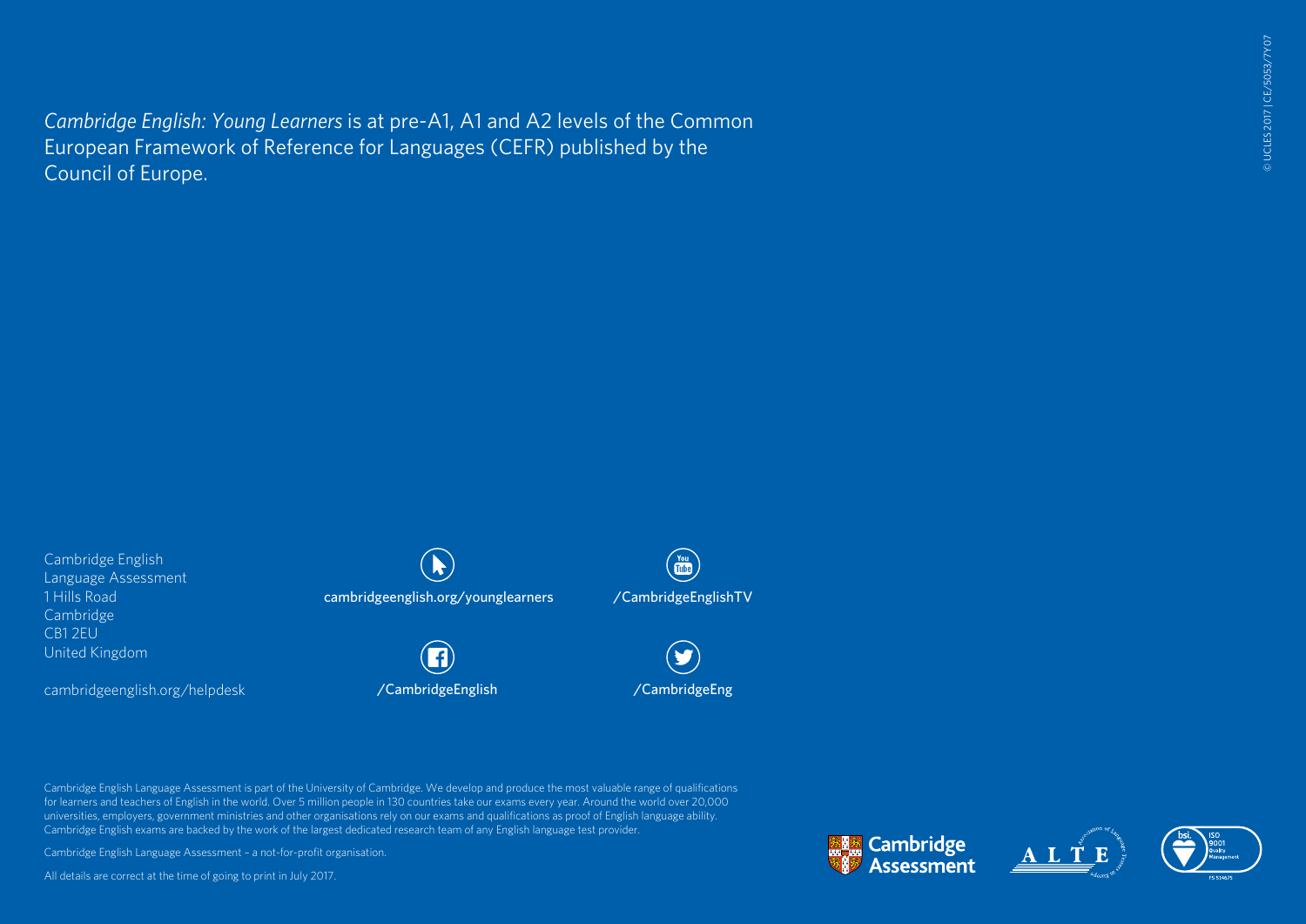*Cambridge English: Young Learners* is at pre-A1, A1 and A2 levels of the Common European Framework of Reference for Languages (CEFR) published by the Council of Europe.

Cambridge English
Language Assessment
1 Hills Road
Cambridge
CB1 2EU
United Kingdom

cambridgeenglish.org/helpdesk

cambridgeenglish.org/younglearners

/CambridgeEnglishTV

/CambridgeEnglish

/CambridgeEng

Cambridge English Language Assessment is part of the University of Cambridge. We develop and produce the most valuable range of qualifications for learners and teachers of English in the world. Over 5 million people in 130 countries take our exams every year. Around the world over 20,000 universities, employers, government ministries and other organisations rely on our exams and qualifications as proof of English language ability. Cambridge English exams are backed by the work of the largest dedicated research team of any English language test provider.

Cambridge English Language Assessment – a not-for-profit organisation.

All details are correct at the time of going to print in July 2017.

© UCLES 2017 | CE/5053/7Y07